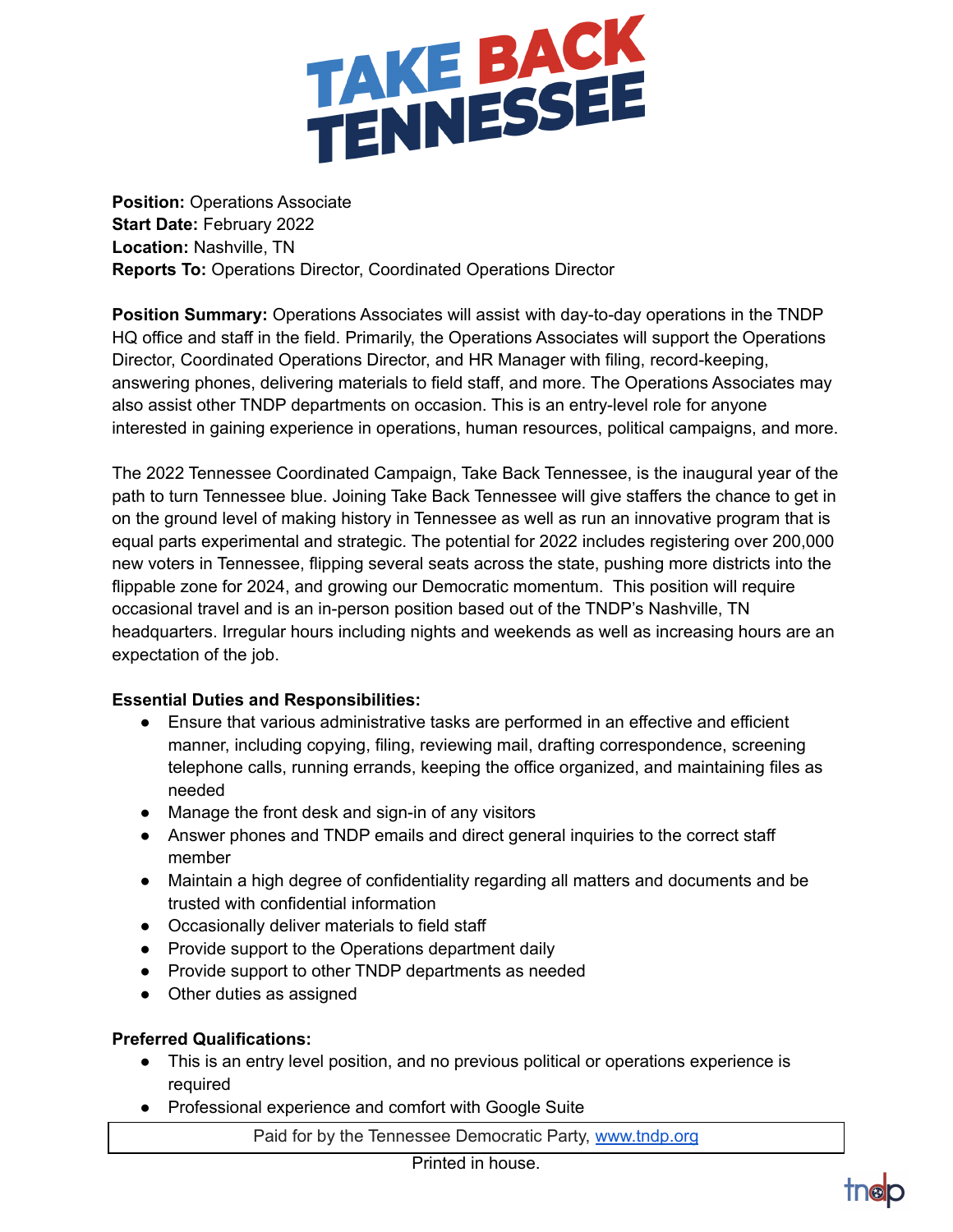# TAKE BACK TENNESSEE

**Position:** Operations Associate
**Start Date:** February 2022
**Location:** Nashville, TN
**Reports To:** Operations Director, Coordinated Operations Director

**Position Summary:** Operations Associates will assist with day-to-day operations in the TNDP HQ office and staff in the field. Primarily, the Operations Associates will support the Operations Director, Coordinated Operations Director, and HR Manager with filing, record-keeping, answering phones, delivering materials to field staff, and more. The Operations Associates may also assist other TNDP departments on occasion. This is an entry-level role for anyone interested in gaining experience in operations, human resources, political campaigns, and more.

The 2022 Tennessee Coordinated Campaign, Take Back Tennessee, is the inaugural year of the path to turn Tennessee blue. Joining Take Back Tennessee will give staffers the chance to get in on the ground level of making history in Tennessee as well as run an innovative program that is equal parts experimental and strategic. The potential for 2022 includes registering over 200,000 new voters in Tennessee, flipping several seats across the state, pushing more districts into the flippable zone for 2024, and growing our Democratic momentum. This position will require occasional travel and is an in-person position based out of the TNDP's Nashville, TN headquarters. Irregular hours including nights and weekends as well as increasing hours are an expectation of the job.

**Essential Duties and Responsibilities:**

- Ensure that various administrative tasks are performed in an effective and efficient manner, including copying, filing, reviewing mail, drafting correspondence, screening telephone calls, running errands, keeping the office organized, and maintaining files as needed
- Manage the front desk and sign-in of any visitors
- Answer phones and TNDP emails and direct general inquiries to the correct staff member
- Maintain a high degree of confidentiality regarding all matters and documents and be trusted with confidential information
- Occasionally deliver materials to field staff
- Provide support to the Operations department daily
- Provide support to other TNDP departments as needed
- Other duties as assigned

**Preferred Qualifications:**

- This is an entry level position, and no previous political or operations experience is required
- Professional experience and comfort with Google Suite

Paid for by the Tennessee Democratic Party, www.tndp.org

Printed in house.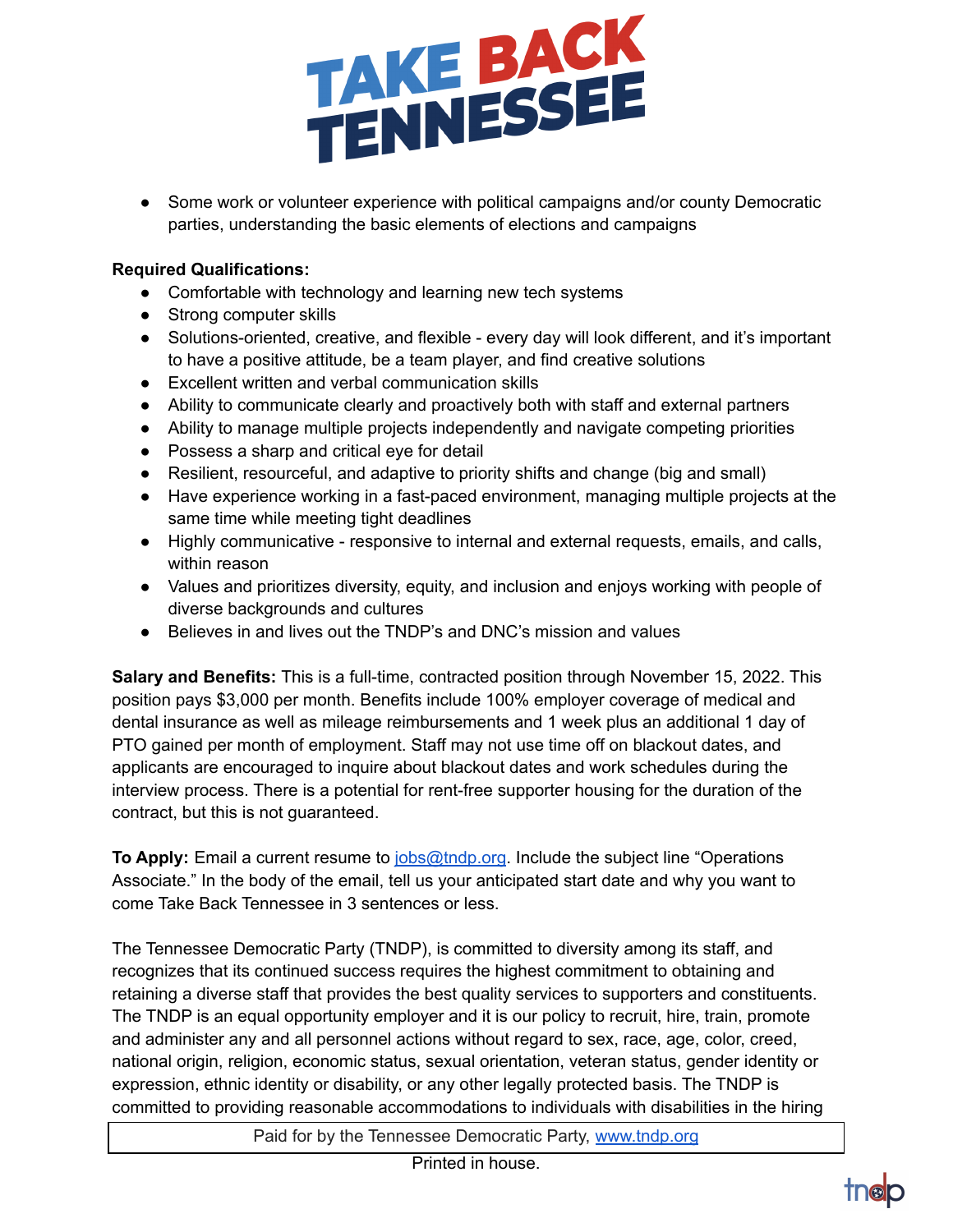- Some work or volunteer experience with political campaigns and/or county Democratic parties, understanding the basic elements of elections and campaigns

**Required Qualifications:**

- Comfortable with technology and learning new tech systems
- Strong computer skills
- Solutions-oriented, creative, and flexible - every day will look different, and it's important to have a positive attitude, be a team player, and find creative solutions
- Excellent written and verbal communication skills
- Ability to communicate clearly and proactively both with staff and external partners
- Ability to manage multiple projects independently and navigate competing priorities
- Possess a sharp and critical eye for detail
- Resilient, resourceful, and adaptive to priority shifts and change (big and small)
- Have experience working in a fast-paced environment, managing multiple projects at the same time while meeting tight deadlines
- Highly communicative - responsive to internal and external requests, emails, and calls, within reason
- Values and prioritizes diversity, equity, and inclusion and enjoys working with people of diverse backgrounds and cultures
- Believes in and lives out the TNDP's and DNC's mission and values

**Salary and Benefits:** This is a full-time, contracted position through November 15, 2022. This position pays $3,000 per month. Benefits include 100% employer coverage of medical and dental insurance as well as mileage reimbursements and 1 week plus an additional 1 day of PTO gained per month of employment. Staff may not use time off on blackout dates, and applicants are encouraged to inquire about blackout dates and work schedules during the interview process. There is a potential for rent-free supporter housing for the duration of the contract, but this is not guaranteed.

**To Apply:** Email a current resume to jobs@tndp.org. Include the subject line "Operations Associate." In the body of the email, tell us your anticipated start date and why you want to come Take Back Tennessee in 3 sentences or less.

The Tennessee Democratic Party (TNDP), is committed to diversity among its staff, and recognizes that its continued success requires the highest commitment to obtaining and retaining a diverse staff that provides the best quality services to supporters and constituents. The TNDP is an equal opportunity employer and it is our policy to recruit, hire, train, promote and administer any and all personnel actions without regard to sex, race, age, color, creed, national origin, religion, economic status, sexual orientation, veteran status, gender identity or expression, ethnic identity or disability, or any other legally protected basis. The TNDP is committed to providing reasonable accommodations to individuals with disabilities in the hiring

Paid for by the Tennessee Democratic Party, www.tndp.org

Printed in house.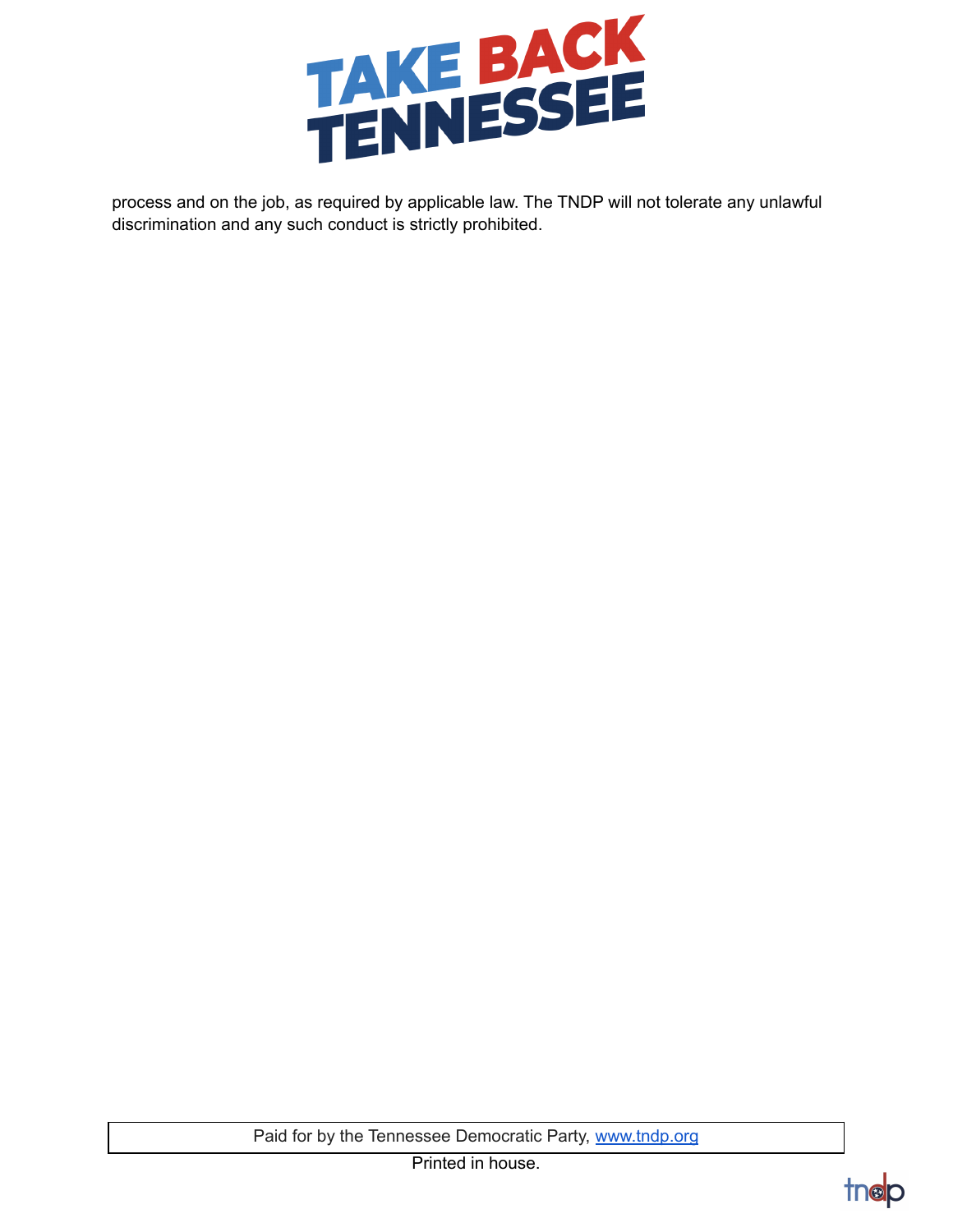process and on the job, as required by applicable law. The TNDP will not tolerate any unlawful discrimination and any such conduct is strictly prohibited.

Paid for by the Tennessee Democratic Party, www.tndp.org

Printed in house.